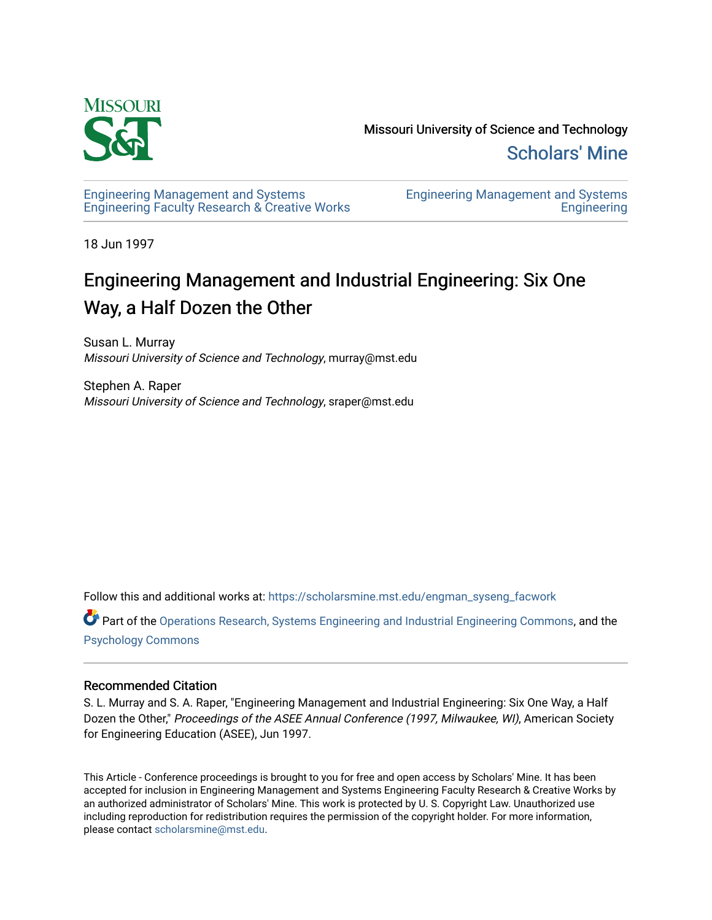Missouri University of Science and Technology

Scholars' Mine

Engineering Management and Systems Engineering Faculty Research & Creative Works

Engineering Management and Systems Engineering

18 Jun 1997

# Engineering Management and Industrial Engineering: Six One Way, a Half Dozen the Other

Susan L. Murray
*Missouri University of Science and Technology*, murray@mst.edu

Stephen A. Raper
*Missouri University of Science and Technology*, sraper@mst.edu

Follow this and additional works at: https://scholarsmine.mst.edu/engman_syseng_facwork

Part of the Operations Research, Systems Engineering and Industrial Engineering Commons, and the Psychology Commons

## Recommended Citation

S. L. Murray and S. A. Raper, "Engineering Management and Industrial Engineering: Six One Way, a Half Dozen the Other," *Proceedings of the ASEE Annual Conference (1997, Milwaukee, WI)*, American Society for Engineering Education (ASEE), Jun 1997.

This Article - Conference proceedings is brought to you for free and open access by Scholars' Mine. It has been accepted for inclusion in Engineering Management and Systems Engineering Faculty Research & Creative Works by an authorized administrator of Scholars' Mine. This work is protected by U. S. Copyright Law. Unauthorized use including reproduction for redistribution requires the permission of the copyright holder. For more information, please contact scholarsmine@mst.edu.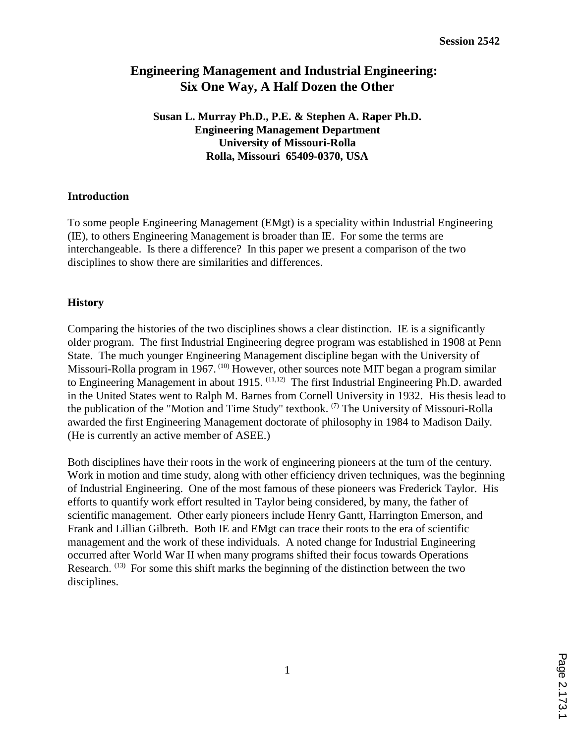Session 2542

# Engineering Management and Industrial Engineering: Six One Way, A Half Dozen the Other

**Susan L. Murray Ph.D., P.E. & Stephen A. Raper Ph.D.**
**Engineering Management Department**
**University of Missouri-Rolla**
**Rolla, Missouri 65409-0370, USA**

## Introduction

To some people Engineering Management (EMgt) is a speciality within Industrial Engineering (IE), to others Engineering Management is broader than IE. For some the terms are interchangeable. Is there a difference? In this paper we present a comparison of the two disciplines to show there are similarities and differences.

## History

Comparing the histories of the two disciplines shows a clear distinction. IE is a significantly older program. The first Industrial Engineering degree program was established in 1908 at Penn State. The much younger Engineering Management discipline began with the University of Missouri-Rolla program in 1967. [10] However, other sources note MIT began a program similar to Engineering Management in about 1915. [11,12] The first Industrial Engineering Ph.D. awarded in the United States went to Ralph M. Barnes from Cornell University in 1932. His thesis lead to the publication of the "Motion and Time Study" textbook. [7] The University of Missouri-Rolla awarded the first Engineering Management doctorate of philosophy in 1984 to Madison Daily. (He is currently an active member of ASEE.)

Both disciplines have their roots in the work of engineering pioneers at the turn of the century. Work in motion and time study, along with other efficiency driven techniques, was the beginning of Industrial Engineering. One of the most famous of these pioneers was Frederick Taylor. His efforts to quantify work effort resulted in Taylor being considered, by many, the father of scientific management. Other early pioneers include Henry Gantt, Harrington Emerson, and Frank and Lillian Gilbreth. Both IE and EMgt can trace their roots to the era of scientific management and the work of these individuals. A noted change for Industrial Engineering occurred after World War II when many programs shifted their focus towards Operations Research. [13] For some this shift marks the beginning of the distinction between the two disciplines.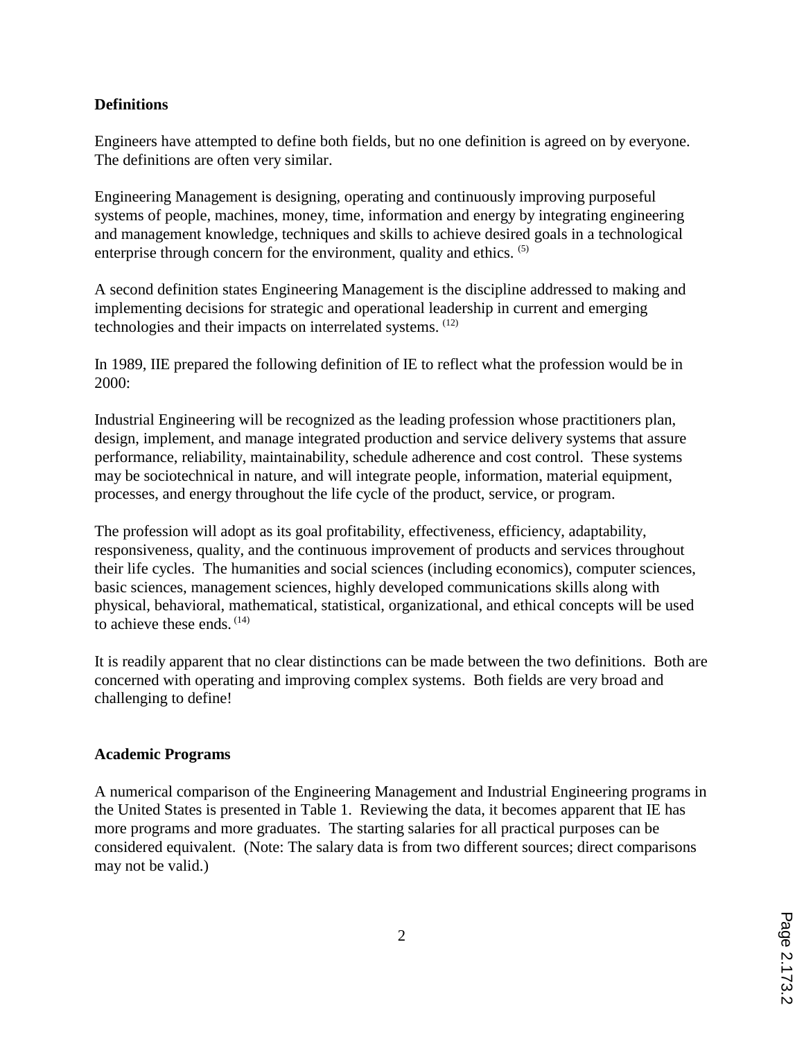## Definitions

Engineers have attempted to define both fields, but no one definition is agreed on by everyone. The definitions are often very similar.

Engineering Management is designing, operating and continuously improving purposeful systems of people, machines, money, time, information and energy by integrating engineering and management knowledge, techniques and skills to achieve desired goals in a technological enterprise through concern for the environment, quality and ethics. [5]

A second definition states Engineering Management is the discipline addressed to making and implementing decisions for strategic and operational leadership in current and emerging technologies and their impacts on interrelated systems. [12]

In 1989, IIE prepared the following definition of IE to reflect what the profession would be in 2000:

Industrial Engineering will be recognized as the leading profession whose practitioners plan, design, implement, and manage integrated production and service delivery systems that assure performance, reliability, maintainability, schedule adherence and cost control. These systems may be sociotechnical in nature, and will integrate people, information, material equipment, processes, and energy throughout the life cycle of the product, service, or program.

The profession will adopt as its goal profitability, effectiveness, efficiency, adaptability, responsiveness, quality, and the continuous improvement of products and services throughout their life cycles. The humanities and social sciences (including economics), computer sciences, basic sciences, management sciences, highly developed communications skills along with physical, behavioral, mathematical, statistical, organizational, and ethical concepts will be used to achieve these ends. [14]

It is readily apparent that no clear distinctions can be made between the two definitions. Both are concerned with operating and improving complex systems. Both fields are very broad and challenging to define!

## Academic Programs

A numerical comparison of the Engineering Management and Industrial Engineering programs in the United States is presented in Table 1. Reviewing the data, it becomes apparent that IE has more programs and more graduates. The starting salaries for all practical purposes can be considered equivalent. (Note: The salary data is from two different sources; direct comparisons may not be valid.)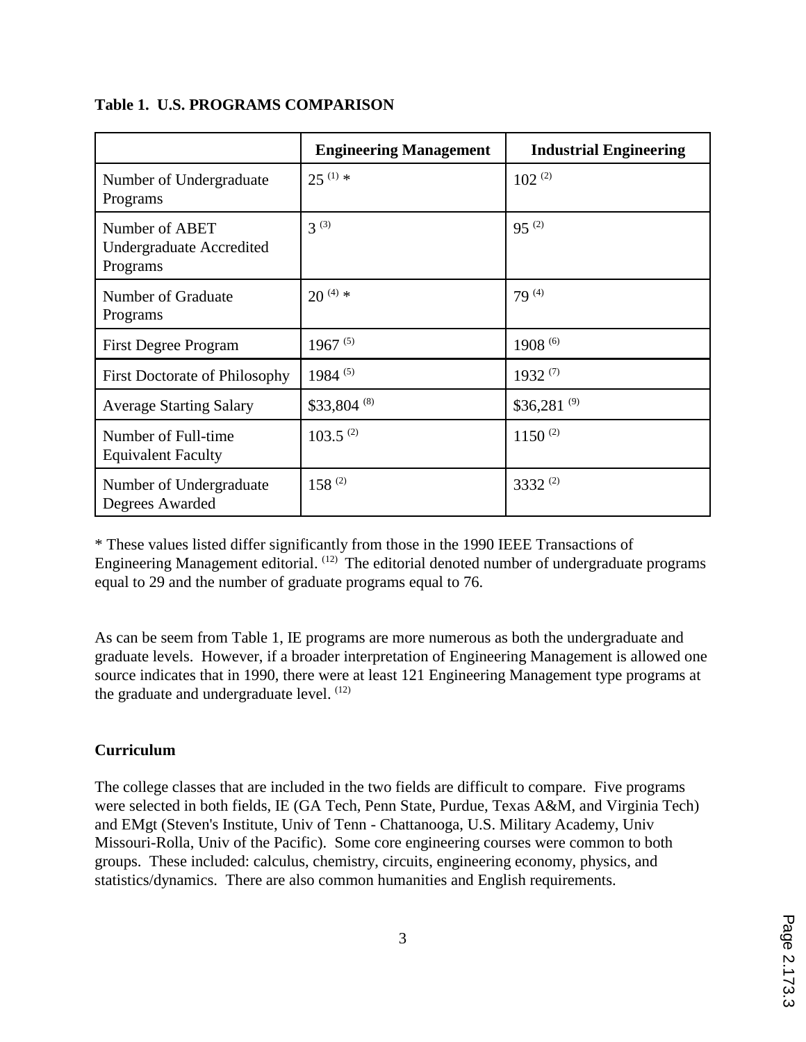**Table 1. U.S. PROGRAMS COMPARISON**

| | Engineering Management | Industrial Engineering |
|---|---|---|
| Number of Undergraduate Programs | 25 [1] * | 102 [2] |
| Number of ABET Undergraduate Accredited Programs | 3 [3] | 95 [2] |
| Number of Graduate Programs | 20 [4] * | 79 [4] |
| First Degree Program | 1967 [5] | 1908 [6] |
| First Doctorate of Philosophy | 1984 [5] | 1932 [7] |
| Average Starting Salary | $33,804 [8] | $36,281 [9] |
| Number of Full-time Equivalent Faculty | 103.5 [2] | 1150 [2] |
| Number of Undergraduate Degrees Awarded | 158 [2] | 3332 [2] |

* These values listed differ significantly from those in the 1990 IEEE Transactions of Engineering Management editorial. [12] The editorial denoted number of undergraduate programs equal to 29 and the number of graduate programs equal to 76.

As can be seem from Table 1, IE programs are more numerous as both the undergraduate and graduate levels. However, if a broader interpretation of Engineering Management is allowed one source indicates that in 1990, there were at least 121 Engineering Management type programs at the graduate and undergraduate level. [12]

**Curriculum**

The college classes that are included in the two fields are difficult to compare. Five programs were selected in both fields, IE (GA Tech, Penn State, Purdue, Texas A&M, and Virginia Tech) and EMgt (Steven's Institute, Univ of Tenn - Chattanooga, U.S. Military Academy, Univ Missouri-Rolla, Univ of the Pacific). Some core engineering courses were common to both groups. These included: calculus, chemistry, circuits, engineering economy, physics, and statistics/dynamics. There are also common humanities and English requirements.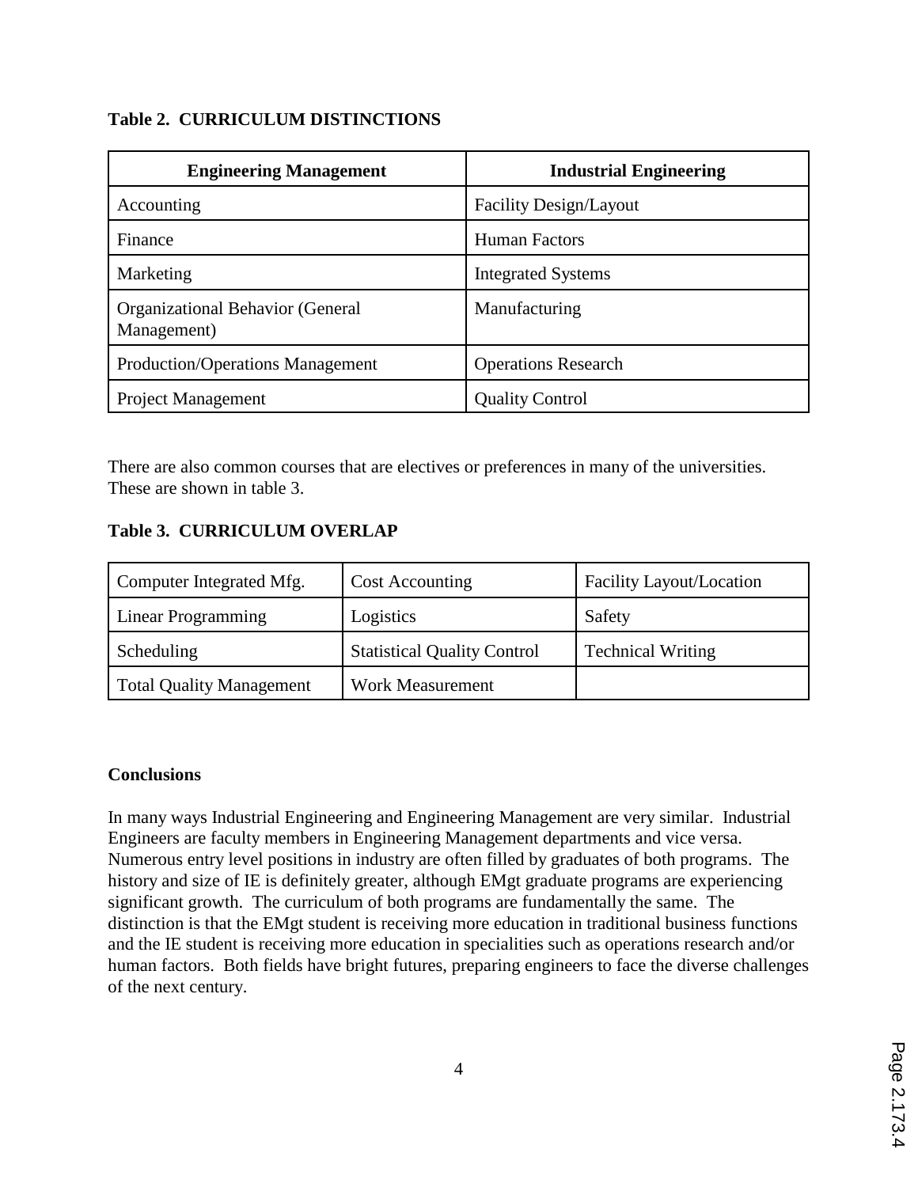**Table 2. CURRICULUM DISTINCTIONS**

| Engineering Management | Industrial Engineering |
|---|---|
| Accounting | Facility Design/Layout |
| Finance | Human Factors |
| Marketing | Integrated Systems |
| Organizational Behavior (General Management) | Manufacturing |
| Production/Operations Management | Operations Research |
| Project Management | Quality Control |

There are also common courses that are electives or preferences in many of the universities. These are shown in table 3.

**Table 3. CURRICULUM OVERLAP**

| | | |
|---|---|---|
| Computer Integrated Mfg. | Cost Accounting | Facility Layout/Location |
| Linear Programming | Logistics | Safety |
| Scheduling | Statistical Quality Control | Technical Writing |
| Total Quality Management | Work Measurement | |

**Conclusions**

In many ways Industrial Engineering and Engineering Management are very similar. Industrial Engineers are faculty members in Engineering Management departments and vice versa. Numerous entry level positions in industry are often filled by graduates of both programs. The history and size of IE is definitely greater, although EMgt graduate programs are experiencing significant growth. The curriculum of both programs are fundamentally the same. The distinction is that the EMgt student is receiving more education in traditional business functions and the IE student is receiving more education in specialities such as operations research and/or human factors. Both fields have bright futures, preparing engineers to face the diverse challenges of the next century.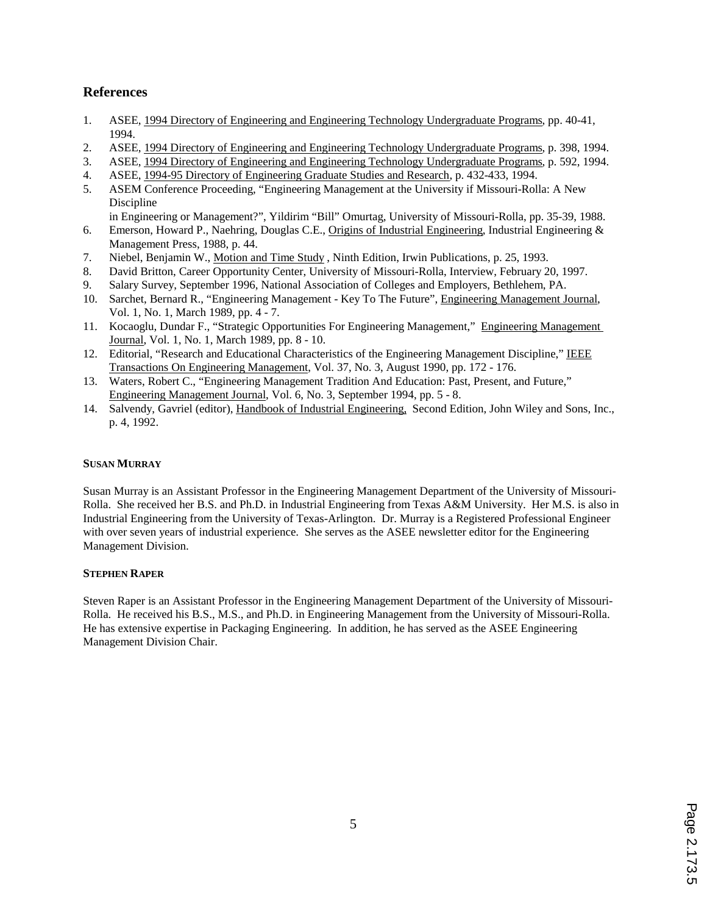## References

1. ASEE, 1994 Directory of Engineering and Engineering Technology Undergraduate Programs, pp. 40-41, 1994.
2. ASEE, 1994 Directory of Engineering and Engineering Technology Undergraduate Programs, p. 398, 1994.
3. ASEE, 1994 Directory of Engineering and Engineering Technology Undergraduate Programs, p. 592, 1994.
4. ASEE, 1994-95 Directory of Engineering Graduate Studies and Research, p. 432-433, 1994.
5. ASEM Conference Proceeding, "Engineering Management at the University if Missouri-Rolla: A New Discipline in Engineering or Management?", Yildirim "Bill" Omurtag, University of Missouri-Rolla, pp. 35-39, 1988.
6. Emerson, Howard P., Naehring, Douglas C.E., Origins of Industrial Engineering, Industrial Engineering & Management Press, 1988, p. 44.
7. Niebel, Benjamin W., Motion and Time Study , Ninth Edition, Irwin Publications, p. 25, 1993.
8. David Britton, Career Opportunity Center, University of Missouri-Rolla, Interview, February 20, 1997.
9. Salary Survey, September 1996, National Association of Colleges and Employers, Bethlehem, PA.
10. Sarchet, Bernard R., "Engineering Management - Key To The Future", Engineering Management Journal, Vol. 1, No. 1, March 1989, pp. 4 - 7.
11. Kocaoglu, Dundar F., "Strategic Opportunities For Engineering Management," Engineering Management Journal, Vol. 1, No. 1, March 1989, pp. 8 - 10.
12. Editorial, "Research and Educational Characteristics of the Engineering Management Discipline," IEEE Transactions On Engineering Management, Vol. 37, No. 3, August 1990, pp. 172 - 176.
13. Waters, Robert C., "Engineering Management Tradition And Education: Past, Present, and Future," Engineering Management Journal, Vol. 6, No. 3, September 1994, pp. 5 - 8.
14. Salvendy, Gavriel (editor), Handbook of Industrial Engineering, Second Edition, John Wiley and Sons, Inc., p. 4, 1992.

**SUSAN MURRAY**

Susan Murray is an Assistant Professor in the Engineering Management Department of the University of Missouri-Rolla. She received her B.S. and Ph.D. in Industrial Engineering from Texas A&M University. Her M.S. is also in Industrial Engineering from the University of Texas-Arlington. Dr. Murray is a Registered Professional Engineer with over seven years of industrial experience. She serves as the ASEE newsletter editor for the Engineering Management Division.

**STEPHEN RAPER**

Steven Raper is an Assistant Professor in the Engineering Management Department of the University of Missouri-Rolla. He received his B.S., M.S., and Ph.D. in Engineering Management from the University of Missouri-Rolla. He has extensive expertise in Packaging Engineering. In addition, he has served as the ASEE Engineering Management Division Chair.